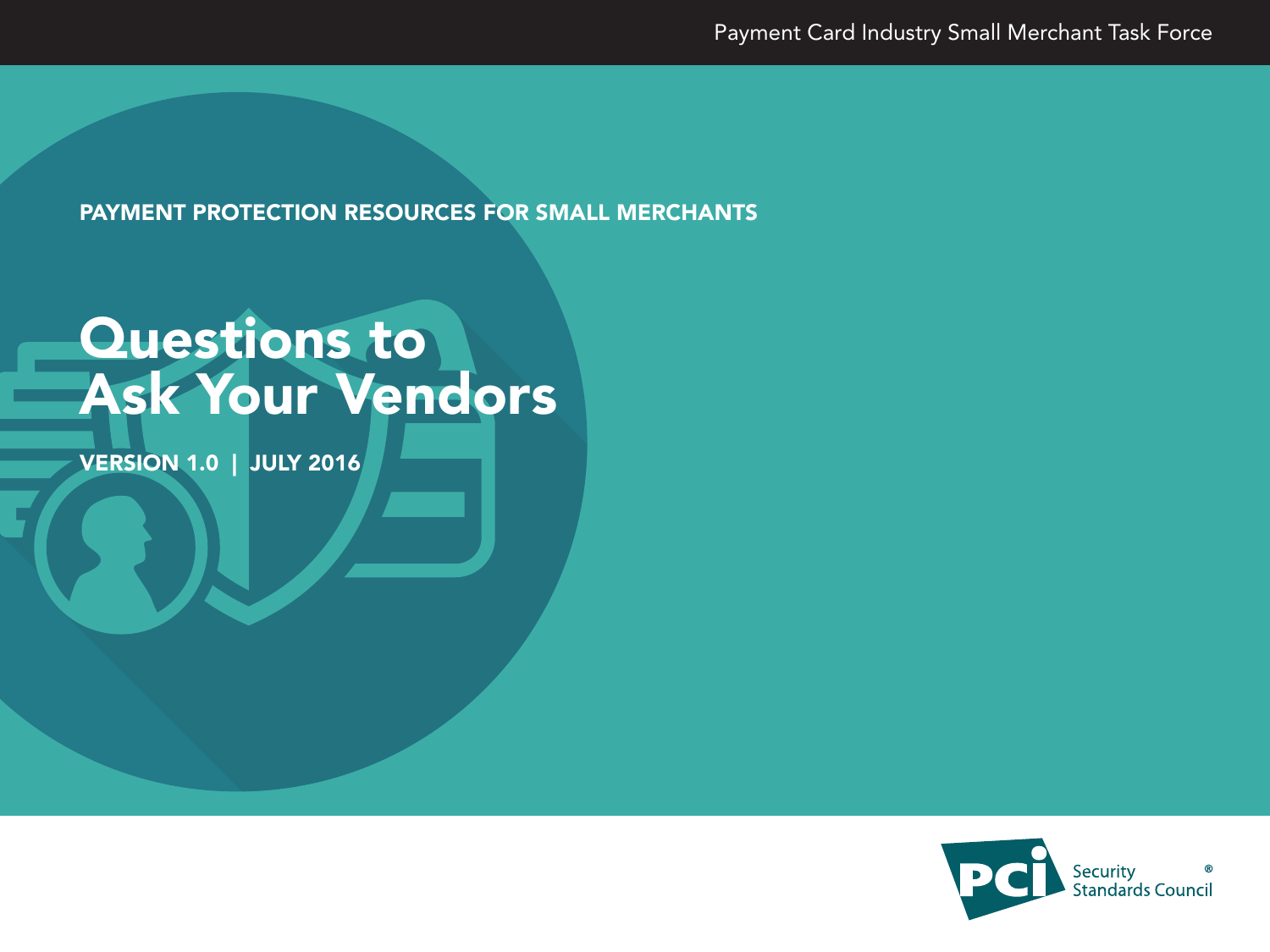Payment Card Industry Small Merchant Task Force

PAYMENT PROTECTION RESOURCES FOR SMALL MERCHANTS

# Questions to Ask Your Vendors

VERSION 1.0 | JULY 2016

PCI Security Standards Council®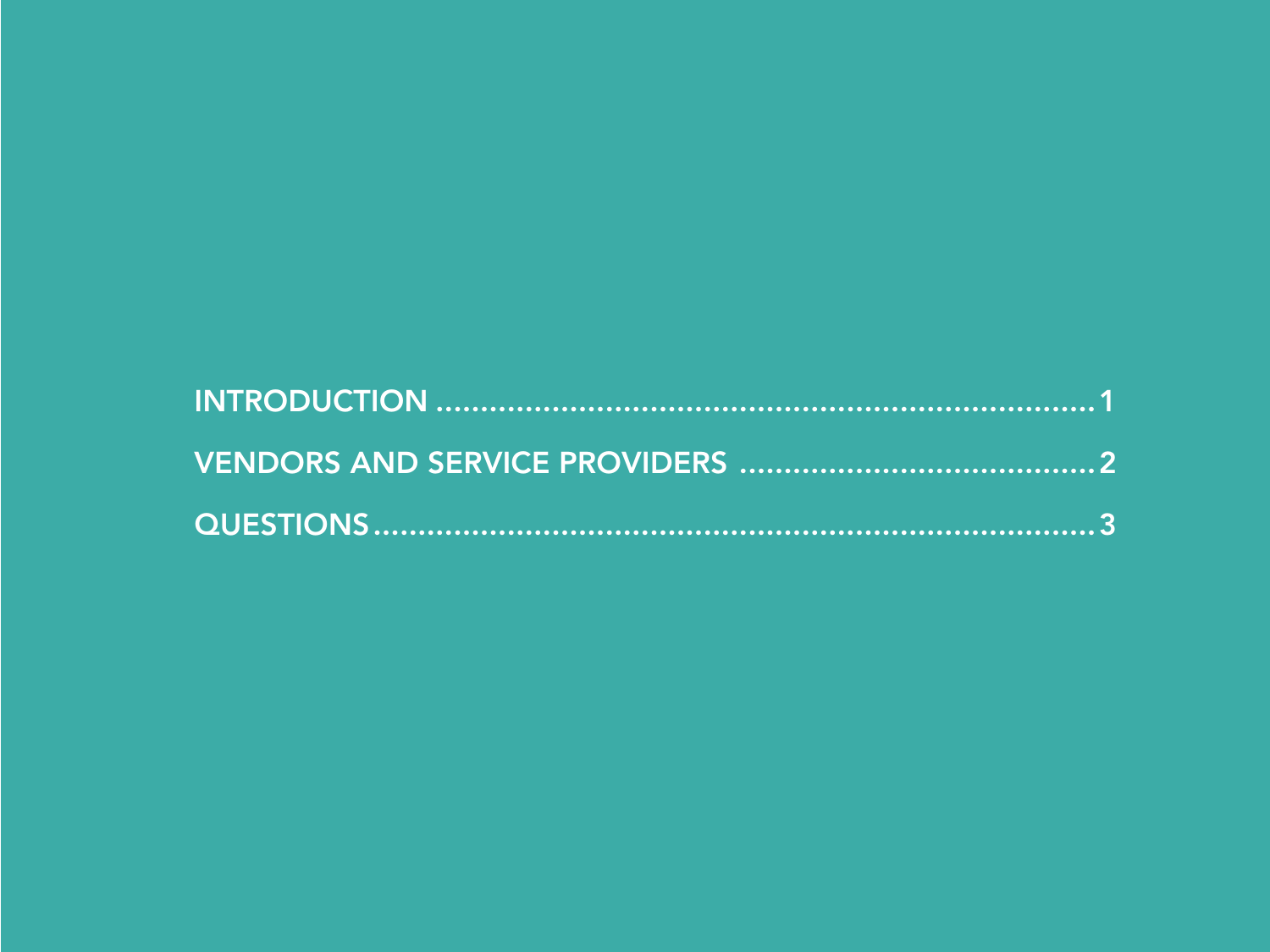INTRODUCTION ........................................................................ 1

VENDORS AND SERVICE PROVIDERS ........................................ 2

QUESTIONS ........................................................................... 3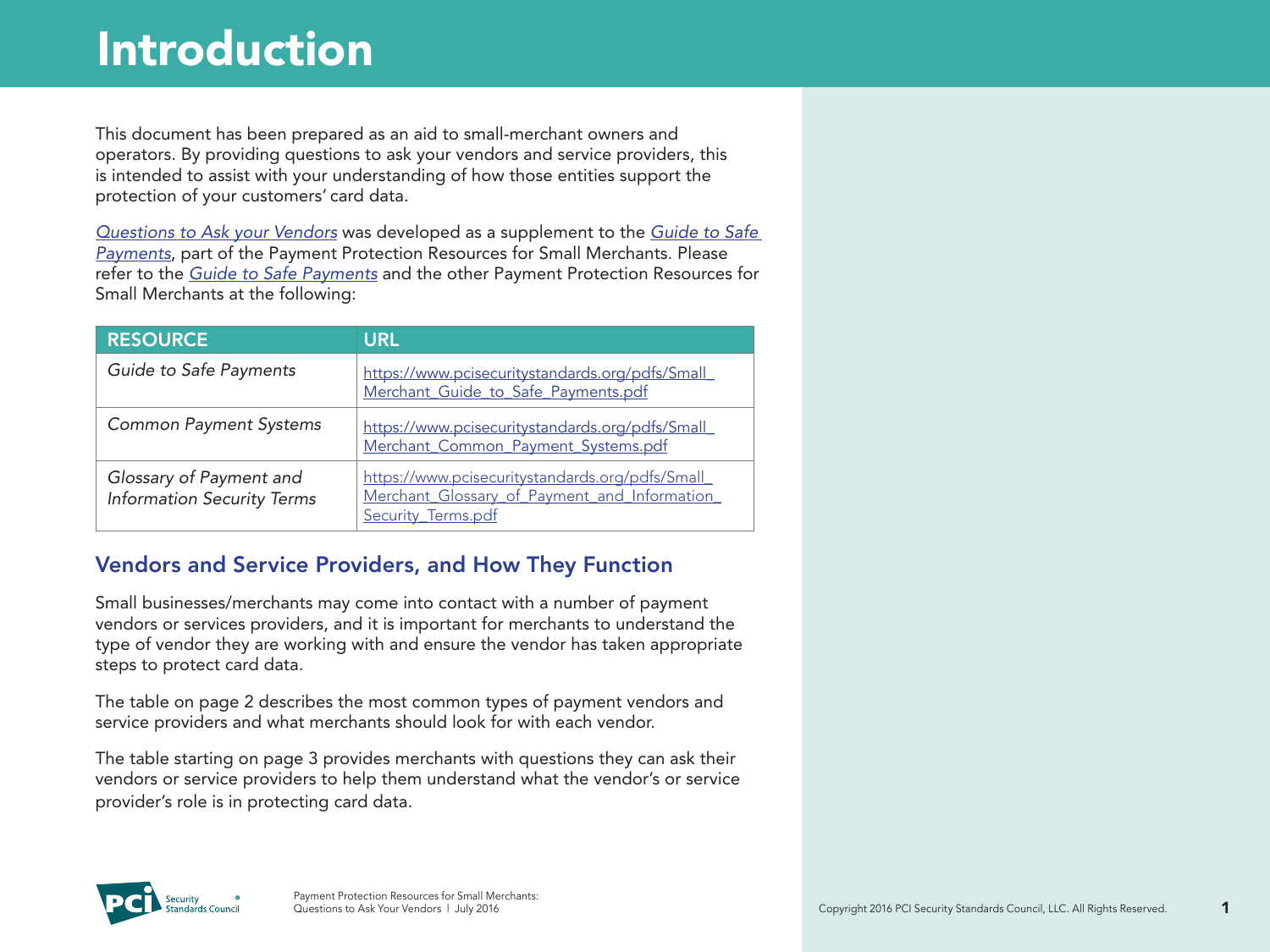# Introduction

This document has been prepared as an aid to small-merchant owners and operators. By providing questions to ask your vendors and service providers, this is intended to assist with your understanding of how those entities support the protection of your customers' card data.

*Questions to Ask your Vendors* was developed as a supplement to the *Guide to Safe Payments*, part of the Payment Protection Resources for Small Merchants. Please refer to the *Guide to Safe Payments* and the other Payment Protection Resources for Small Merchants at the following:

| RESOURCE | URL |
| --- | --- |
| *Guide to Safe Payments* | https://www.pcisecuritystandards.org/pdfs/Small_Merchant_Guide_to_Safe_Payments.pdf |
| *Common Payment Systems* | https://www.pcisecuritystandards.org/pdfs/Small_Merchant_Common_Payment_Systems.pdf |
| *Glossary of Payment and Information Security Terms* | https://www.pcisecuritystandards.org/pdfs/Small_Merchant_Glossary_of_Payment_and_Information_Security_Terms.pdf |

## Vendors and Service Providers, and How They Function

Small businesses/merchants may come into contact with a number of payment vendors or services providers, and it is important for merchants to understand the type of vendor they are working with and ensure the vendor has taken appropriate steps to protect card data.

The table on page 2 describes the most common types of payment vendors and service providers and what merchants should look for with each vendor.

The table starting on page 3 provides merchants with questions they can ask their vendors or service providers to help them understand what the vendor's or service provider's role is in protecting card data.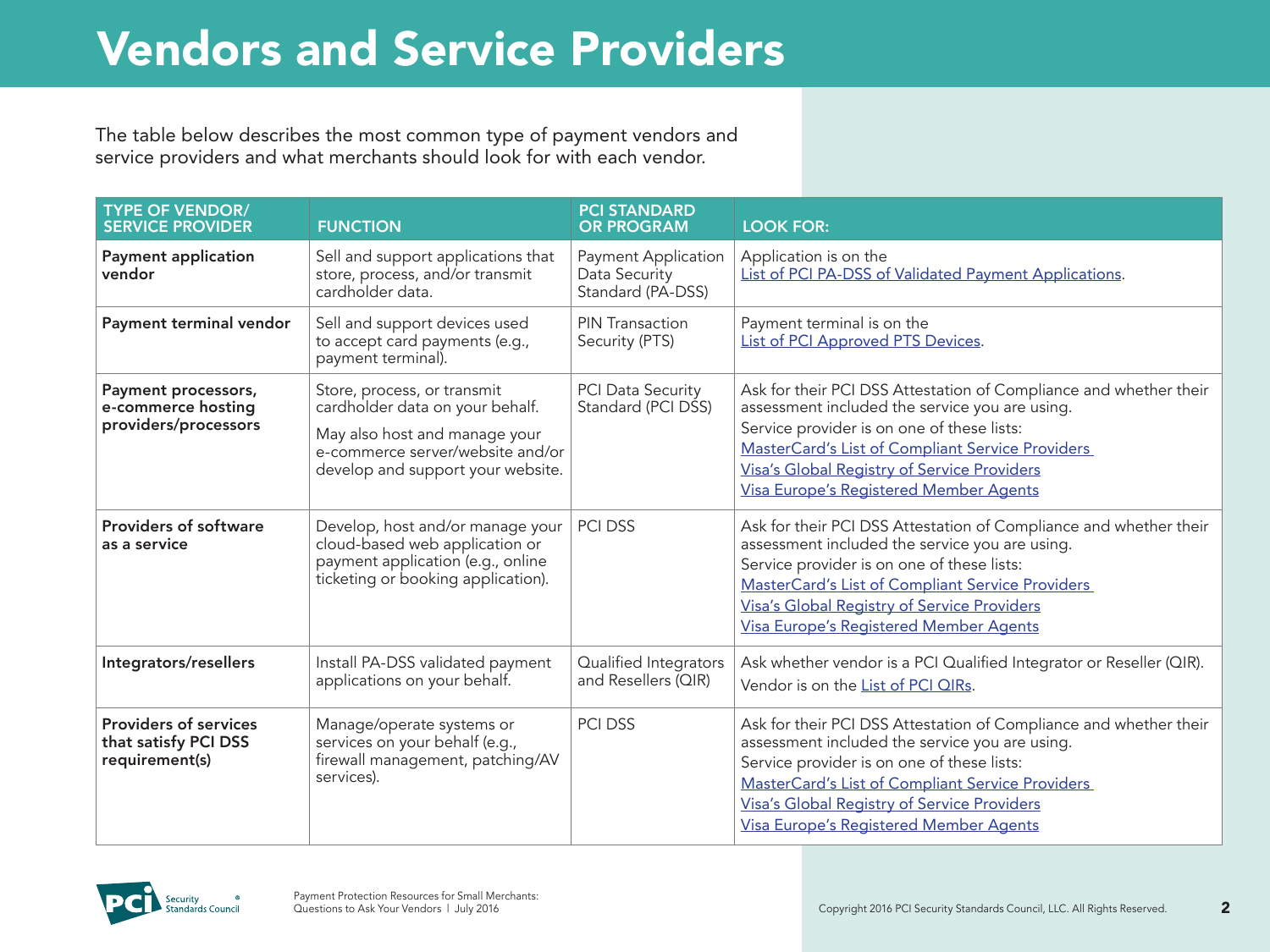# Vendors and Service Providers

The table below describes the most common type of payment vendors and service providers and what merchants should look for with each vendor.

| TYPE OF VENDOR/ SERVICE PROVIDER | FUNCTION | PCI STANDARD OR PROGRAM | LOOK FOR: |
|---|---|---|---|
| **Payment application vendor** | Sell and support applications that store, process, and/or transmit cardholder data. | Payment Application Data Security Standard (PA-DSS) | Application is on the List of PCI PA-DSS of Validated Payment Applications. |
| **Payment terminal vendor** | Sell and support devices used to accept card payments (e.g., payment terminal). | PIN Transaction Security (PTS) | Payment terminal is on the List of PCI Approved PTS Devices. |
| **Payment processors, e-commerce hosting providers/processors** | Store, process, or transmit cardholder data on your behalf.<br>May also host and manage your e-commerce server/website and/or develop and support your website. | PCI Data Security Standard (PCI DSS) | Ask for their PCI DSS Attestation of Compliance and whether their assessment included the service you are using.<br>Service provider is on one of these lists:<br>MasterCard's List of Compliant Service Providers<br>Visa's Global Registry of Service Providers<br>Visa Europe's Registered Member Agents |
| **Providers of software as a service** | Develop, host and/or manage your cloud-based web application or payment application (e.g., online ticketing or booking application). | PCI DSS | Ask for their PCI DSS Attestation of Compliance and whether their assessment included the service you are using.<br>Service provider is on one of these lists:<br>MasterCard's List of Compliant Service Providers<br>Visa's Global Registry of Service Providers<br>Visa Europe's Registered Member Agents |
| **Integrators/resellers** | Install PA-DSS validated payment applications on your behalf. | Qualified Integrators and Resellers (QIR) | Ask whether vendor is a PCI Qualified Integrator or Reseller (QIR).<br>Vendor is on the List of PCI QIRs. |
| **Providers of services that satisfy PCI DSS requirement(s)** | Manage/operate systems or services on your behalf (e.g., firewall management, patching/AV services). | PCI DSS | Ask for their PCI DSS Attestation of Compliance and whether their assessment included the service you are using.<br>Service provider is on one of these lists:<br>MasterCard's List of Compliant Service Providers<br>Visa's Global Registry of Service Providers<br>Visa Europe's Registered Member Agents |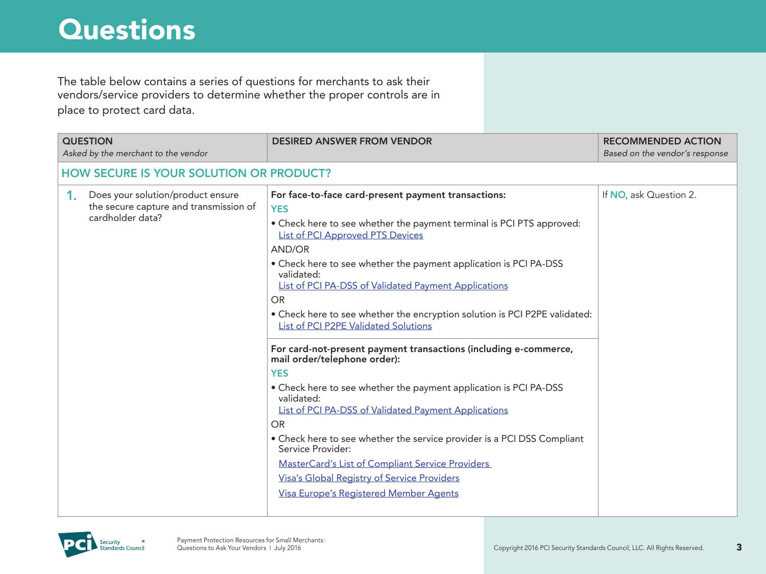# Questions

The table below contains a series of questions for merchants to ask their vendors/service providers to determine whether the proper controls are in place to protect card data.

| QUESTION *Asked by the merchant to the vendor* | DESIRED ANSWER FROM VENDOR | RECOMMENDED ACTION *Based on the vendor's response* |
|---|---|---|
| **HOW SECURE IS YOUR SOLUTION OR PRODUCT?** | | |
| **1.** Does your solution/product ensure the secure capture and transmission of cardholder data? | **For face-to-face card-present payment transactions:** <br> **YES** <br> • Check here to see whether the payment terminal is PCI PTS approved: [List of PCI Approved PTS Devices] <br> AND/OR <br> • Check here to see whether the payment application is PCI PA-DSS validated: [List of PCI PA-DSS of Validated Payment Applications] <br> OR <br> • Check here to see whether the encryption solution is PCI P2PE validated: [List of PCI P2PE Validated Solutions] | If **NO**, ask Question 2. |
| | **For card-not-present payment transactions (including e-commerce, mail order/telephone order):** <br> **YES** <br> • Check here to see whether the payment application is PCI PA-DSS validated: [List of PCI PA-DSS of Validated Payment Applications] <br> OR <br> • Check here to see whether the service provider is a PCI DSS Compliant Service Provider: <br> [MasterCard's List of Compliant Service Providers] <br> [Visa's Global Registry of Service Providers] <br> [Visa Europe's Registered Member Agents] | |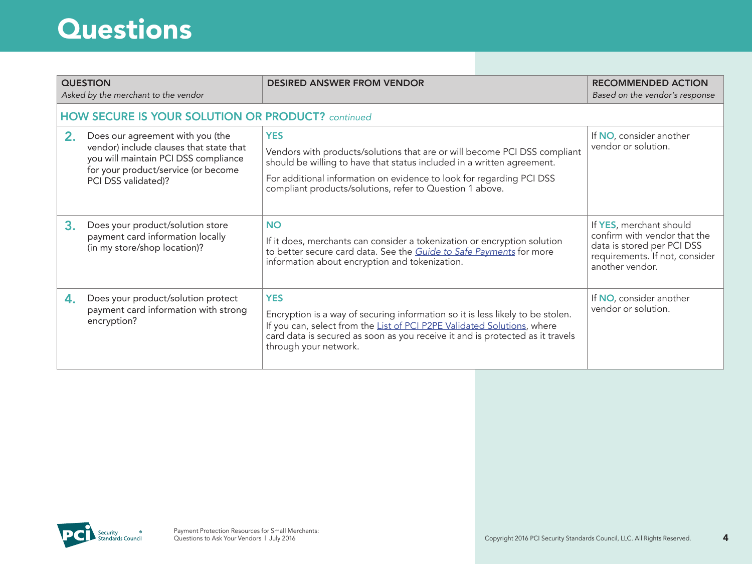# Questions

| QUESTION *Asked by the merchant to the vendor* | DESIRED ANSWER FROM VENDOR | RECOMMENDED ACTION *Based on the vendor's response* |
|---|---|---|
| **HOW SECURE IS YOUR SOLUTION OR PRODUCT?** *continued* | | |
| **2.** Does our agreement with you (the vendor) include clauses that state that you will maintain PCI DSS compliance for your product/service (or become PCI DSS validated)? | **YES** Vendors with products/solutions that are or will become PCI DSS compliant should be willing to have that status included in a written agreement. For additional information on evidence to look for regarding PCI DSS compliant products/solutions, refer to Question 1 above. | If **NO**, consider another vendor or solution. |
| **3.** Does your product/solution store payment card information locally (in my store/shop location)? | **NO** If it does, merchants can consider a tokenization or encryption solution to better secure card data. See the *Guide to Safe Payments* for more information about encryption and tokenization. | If **YES**, merchant should confirm with vendor that the data is stored per PCI DSS requirements. If not, consider another vendor. |
| **4.** Does your product/solution protect payment card information with strong encryption? | **YES** Encryption is a way of securing information so it is less likely to be stolen. If you can, select from the List of PCI P2PE Validated Solutions, where card data is secured as soon as you receive it and is protected as it travels through your network. | If **NO**, consider another vendor or solution. |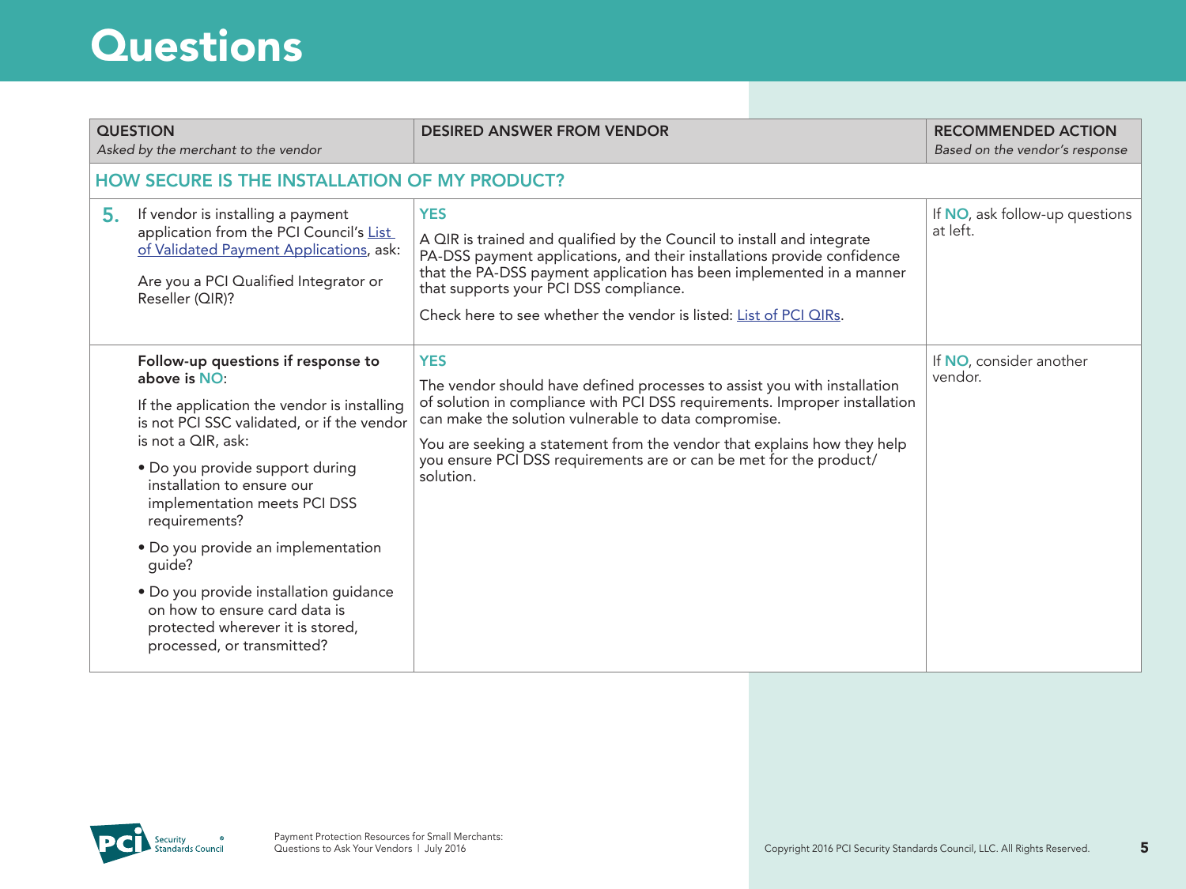# Questions

| QUESTION<br>*Asked by the merchant to the vendor* | DESIRED ANSWER FROM VENDOR | RECOMMENDED ACTION<br>*Based on the vendor's response* |
|---|---|---|
| **HOW SECURE IS THE INSTALLATION OF MY PRODUCT?** | | |
| **5.** If vendor is installing a payment application from the PCI Council's List of Validated Payment Applications, ask:<br><br>Are you a PCI Qualified Integrator or Reseller (QIR)? | **YES**<br><br>A QIR is trained and qualified by the Council to install and integrate PA-DSS payment applications, and their installations provide confidence that the PA-DSS payment application has been implemented in a manner that supports your PCI DSS compliance.<br><br>Check here to see whether the vendor is listed: List of PCI QIRs. | If **NO**, ask follow-up questions at left. |
| **Follow-up questions if response to above is NO:**<br><br>If the application the vendor is installing is not PCI SSC validated, or if the vendor is not a QIR, ask:<br><br>• Do you provide support during installation to ensure our implementation meets PCI DSS requirements?<br><br>• Do you provide an implementation guide?<br><br>• Do you provide installation guidance on how to ensure card data is protected wherever it is stored, processed, or transmitted? | **YES**<br><br>The vendor should have defined processes to assist you with installation of solution in compliance with PCI DSS requirements. Improper installation can make the solution vulnerable to data compromise.<br><br>You are seeking a statement from the vendor that explains how they help you ensure PCI DSS requirements are or can be met for the product/solution. | If **NO**, consider another vendor. |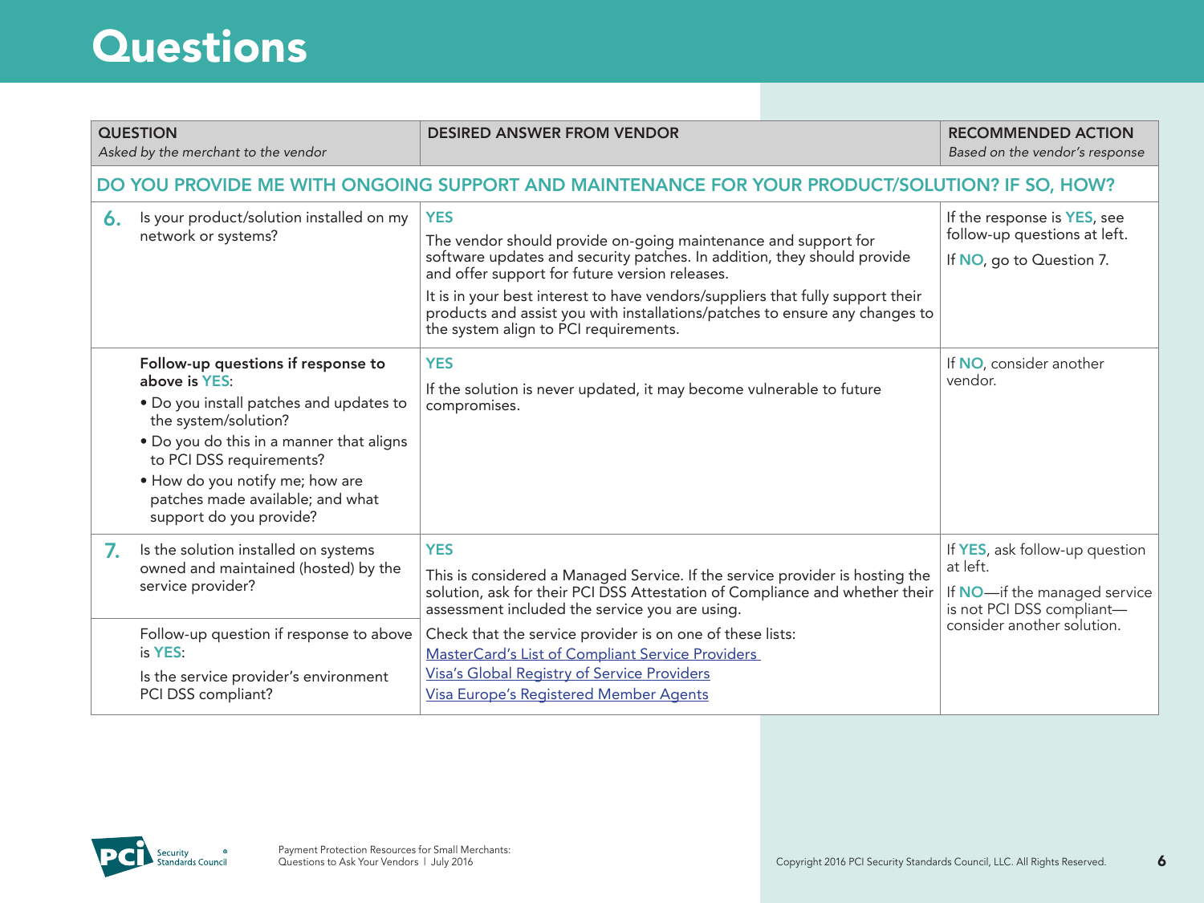# Questions

| QUESTION<br>*Asked by the merchant to the vendor* | | DESIRED ANSWER FROM VENDOR | RECOMMENDED ACTION<br>*Based on the vendor's response* |
|---|---|---|---|
| **DO YOU PROVIDE ME WITH ONGOING SUPPORT AND MAINTENANCE FOR YOUR PRODUCT/SOLUTION? IF SO, HOW?** | | | |
| **6.** | Is your product/solution installed on my network or systems? | **YES**<br>The vendor should provide on-going maintenance and support for software updates and security patches. In addition, they should provide and offer support for future version releases.<br>It is in your best interest to have vendors/suppliers that fully support their products and assist you with installations/patches to ensure any changes to the system align to PCI requirements. | If the response is **YES**, see follow-up questions at left.<br>If **NO**, go to Question 7. |
| | **Follow-up questions if response to above is YES:**<br>• Do you install patches and updates to the system/solution?<br>• Do you do this in a manner that aligns to PCI DSS requirements?<br>• How do you notify me; how are patches made available; and what support do you provide? | **YES**<br>If the solution is never updated, it may become vulnerable to future compromises. | If **NO**, consider another vendor. |
| **7.** | Is the solution installed on systems owned and maintained (hosted) by the service provider? | **YES**<br>This is considered a Managed Service. If the service provider is hosting the solution, ask for their PCI DSS Attestation of Compliance and whether their assessment included the service you are using. | If **YES**, ask follow-up question at left.<br>If **NO**—if the managed service is not PCI DSS compliant—consider another solution. |
| | Follow-up question if response to above is **YES**:<br>Is the service provider's environment PCI DSS compliant? | Check that the service provider is on one of these lists:<br>MasterCard's List of Compliant Service Providers<br>Visa's Global Registry of Service Providers<br>Visa Europe's Registered Member Agents | |

Payment Protection Resources for Small Merchants:
Questions to Ask Your Vendors | July 2016

Copyright 2016 PCI Security Standards Council, LLC. All Rights Reserved.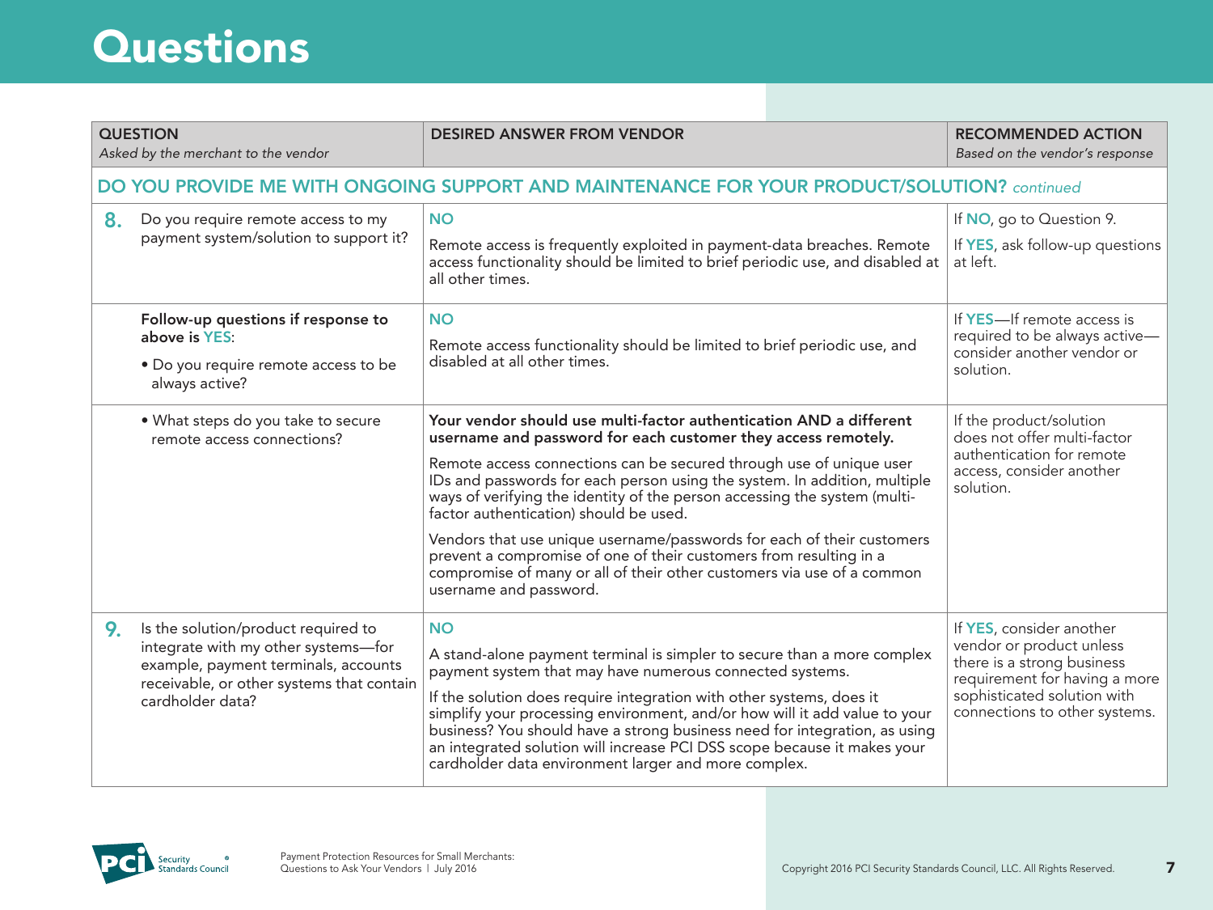# Questions

| QUESTION *Asked by the merchant to the vendor* | DESIRED ANSWER FROM VENDOR | RECOMMENDED ACTION *Based on the vendor's response* |
|---|---|---|
| **DO YOU PROVIDE ME WITH ONGOING SUPPORT AND MAINTENANCE FOR YOUR PRODUCT/SOLUTION?** *continued* | | |
| **8.** Do you require remote access to my payment system/solution to support it? | **NO**<br><br>Remote access is frequently exploited in payment-data breaches. Remote access functionality should be limited to brief periodic use, and disabled at all other times. | If **NO**, go to Question 9.<br><br>If **YES**, ask follow-up questions at left. |
| **Follow-up questions if response to above is YES:**<br><br>• Do you require remote access to be always active? | **NO**<br><br>Remote access functionality should be limited to brief periodic use, and disabled at all other times. | If **YES**—If remote access is required to be always active—consider another vendor or solution. |
| • What steps do you take to secure remote access connections? | **Your vendor should use multi-factor authentication AND a different username and password for each customer they access remotely.**<br><br>Remote access connections can be secured through use of unique user IDs and passwords for each person using the system. In addition, multiple ways of verifying the identity of the person accessing the system (multi-factor authentication) should be used.<br><br>Vendors that use unique username/passwords for each of their customers prevent a compromise of one of their customers from resulting in a compromise of many or all of their other customers via use of a common username and password. | If the product/solution does not offer multi-factor authentication for remote access, consider another solution. |
| **9.** Is the solution/product required to integrate with my other systems—for example, payment terminals, accounts receivable, or other systems that contain cardholder data? | **NO**<br><br>A stand-alone payment terminal is simpler to secure than a more complex payment system that may have numerous connected systems.<br><br>If the solution does require integration with other systems, does it simplify your processing environment, and/or how will it add value to your business? You should have a strong business need for integration, as using an integrated solution will increase PCI DSS scope because it makes your cardholder data environment larger and more complex. | If **YES**, consider another vendor or product unless there is a strong business requirement for having a more sophisticated solution with connections to other systems. |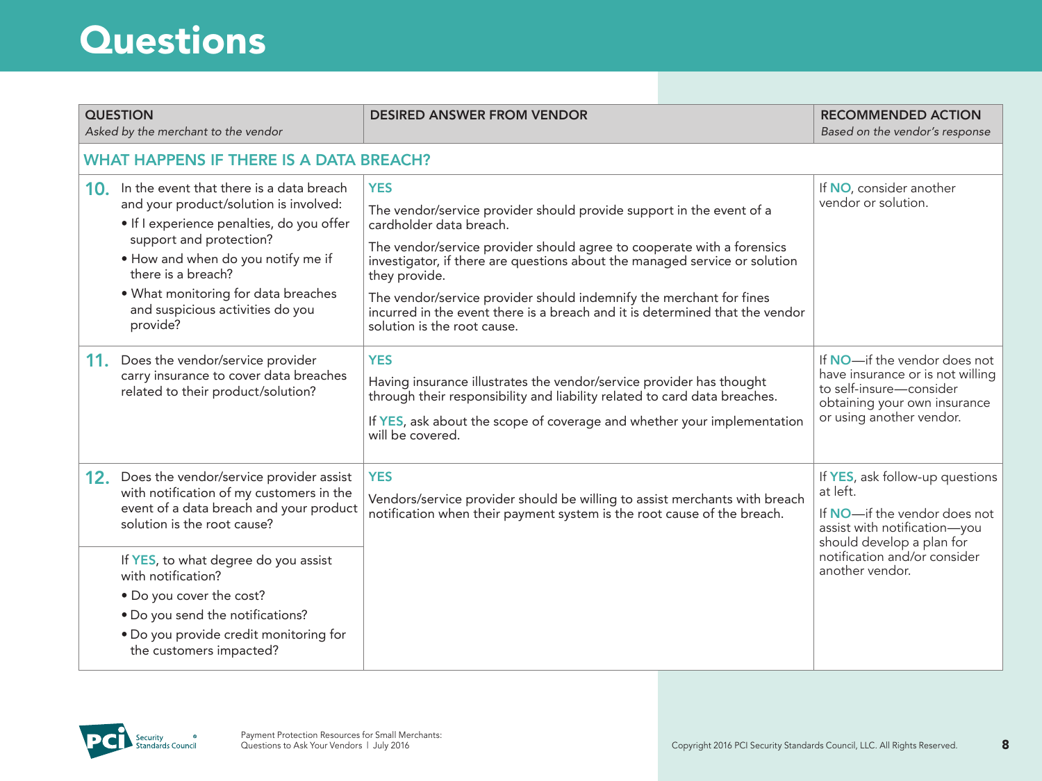# Questions

| QUESTION<br>*Asked by the merchant to the vendor* | DESIRED ANSWER FROM VENDOR | RECOMMENDED ACTION<br>*Based on the vendor's response* |
|---|---|---|
| **WHAT HAPPENS IF THERE IS A DATA BREACH?** | | |
| **10.** In the event that there is a data breach and your product/solution is involved:<br>• If I experience penalties, do you offer support and protection?<br>• How and when do you notify me if there is a breach?<br>• What monitoring for data breaches and suspicious activities do you provide? | **YES**<br>The vendor/service provider should provide support in the event of a cardholder data breach.<br>The vendor/service provider should agree to cooperate with a forensics investigator, if there are questions about the managed service or solution they provide.<br>The vendor/service provider should indemnify the merchant for fines incurred in the event there is a breach and it is determined that the vendor solution is the root cause. | If **NO**, consider another vendor or solution. |
| **11.** Does the vendor/service provider carry insurance to cover data breaches related to their product/solution? | **YES**<br>Having insurance illustrates the vendor/service provider has thought through their responsibility and liability related to card data breaches.<br>If **YES**, ask about the scope of coverage and whether your implementation will be covered. | If **NO**—if the vendor does not have insurance or is not willing to self-insure—consider obtaining your own insurance or using another vendor. |
| **12.** Does the vendor/service provider assist with notification of my customers in the event of a data breach and your product solution is the root cause?<br><br>If **YES**, to what degree do you assist with notification?<br>• Do you cover the cost?<br>• Do you send the notifications?<br>• Do you provide credit monitoring for the customers impacted? | **YES**<br>Vendors/service provider should be willing to assist merchants with breach notification when their payment system is the root cause of the breach. | If **YES**, ask follow-up questions at left.<br>If **NO**—if the vendor does not assist with notification—you should develop a plan for notification and/or consider another vendor. |